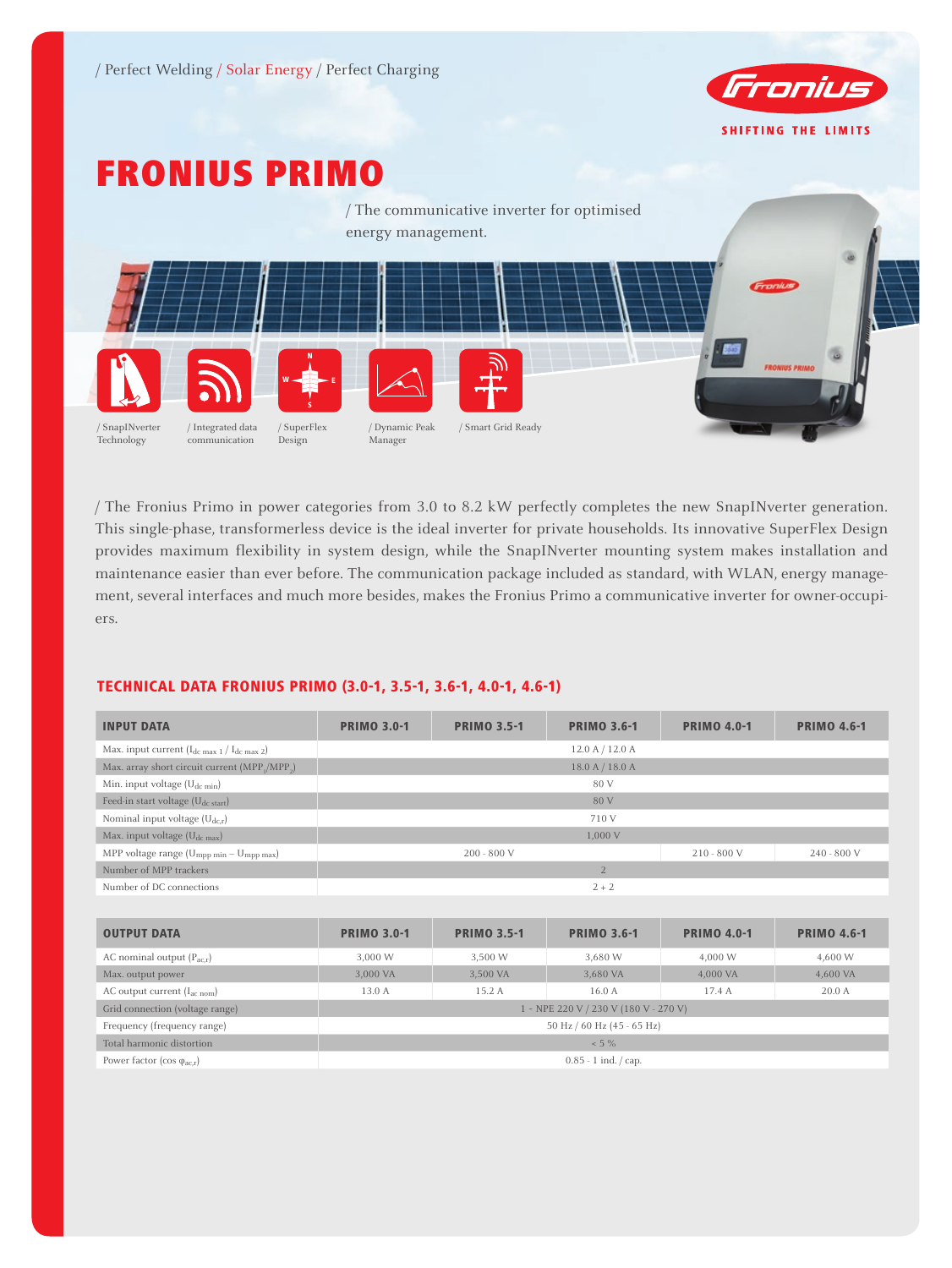/ Perfect Welding / Solar Energy / Perfect Charging

SHIFTING THE LIMITS

# FRONIUS PRIMO

/ The communicative inverter for optimised energy management.

/ SnapINverter Technology / Integrated data communication / SuperFlex Design / Dynamic Peak Manager / Smart Grid Ready

/ The Fronius Primo in power categories from 3.0 to 8.2 kW perfectly completes the new SnapINverter generation. This single-phase, transformerless device is the ideal inverter for private households. Its innovative SuperFlex Design provides maximum flexibility in system design, while the SnapINverter mounting system makes installation and maintenance easier than ever before. The communication package included as standard, with WLAN, energy management, several interfaces and much more besides, makes the Fronius Primo a communicative inverter for owner-occupiers.

## TECHNICAL DATA FRONIUS PRIMO (3.0-1, 3.5-1, 3.6-1, 4.0-1, 4.6-1)

| INPUT DATA | PRIMO 3.0-1 | PRIMO 3.5-1 | PRIMO 3.6-1 | PRIMO 4.0-1 | PRIMO 4.6-1 |
|---|---|---|---|---|---|
| Max. input current ($I_{dc\ max\ 1}$ / $I_{dc\ max\ 2}$) | 12.0 A / 12.0 A | | | | |
| Max. array short circuit current ($MPP_1$/$MPP_2$) | 18.0 A / 18.0 A | | | | |
| Min. input voltage ($U_{dc\ min}$) | 80 V | | | | |
| Feed-in start voltage ($U_{dc\ start}$) | 80 V | | | | |
| Nominal input voltage ($U_{dc,r}$) | 710 V | | | | |
| Max. input voltage ($U_{dc\ max}$) | 1,000 V | | | | |
| MPP voltage range ($U_{mpp\ min}$ – $U_{mpp\ max}$) | 200 - 800 V | | | 210 - 800 V | 240 - 800 V |
| Number of MPP trackers | 2 | | | | |
| Number of DC connections | 2 + 2 | | | | |

| OUTPUT DATA | PRIMO 3.0-1 | PRIMO 3.5-1 | PRIMO 3.6-1 | PRIMO 4.0-1 | PRIMO 4.6-1 |
|---|---|---|---|---|---|
| AC nominal output ($P_{ac,r}$) | 3,000 W | 3,500 W | 3,680 W | 4,000 W | 4,600 W |
| Max. output power | 3,000 VA | 3,500 VA | 3,680 VA | 4,000 VA | 4,600 VA |
| AC output current ($I_{ac\ nom}$) | 13.0 A | 15.2 A | 16.0 A | 17.4 A | 20.0 A |
| Grid connection (voltage range) | 1 - NPE 220 V / 230 V (180 V - 270 V) | | | | |
| Frequency (frequency range) | 50 Hz / 60 Hz (45 - 65 Hz) | | | | |
| Total harmonic distortion | < 5 % | | | | |
| Power factor (cos $\varphi_{ac,r}$) | 0.85 - 1 ind. / cap. | | | | |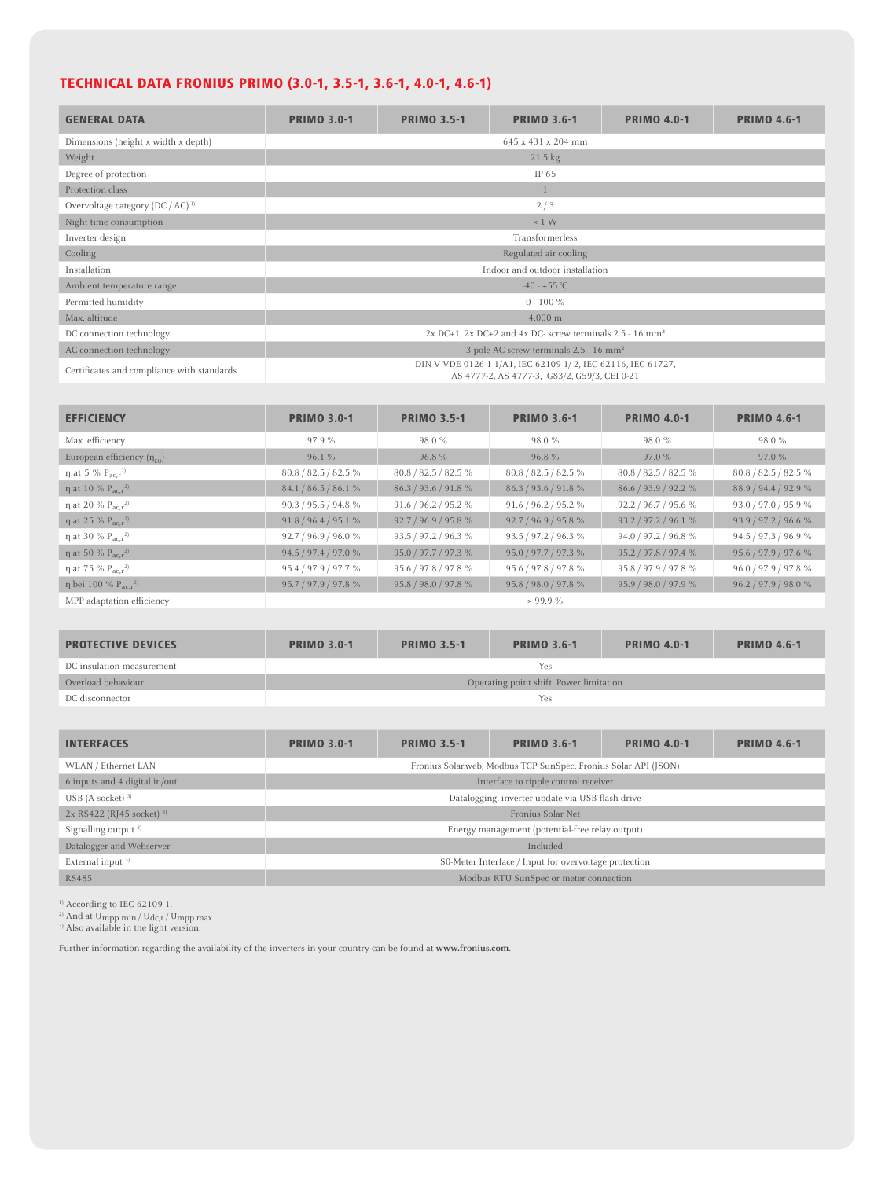## TECHNICAL DATA FRONIUS PRIMO (3.0-1, 3.5-1, 3.6-1, 4.0-1, 4.6-1)

| GENERAL DATA | PRIMO 3.0-1 | PRIMO 3.5-1 | PRIMO 3.6-1 | PRIMO 4.0-1 | PRIMO 4.6-1 |
|---|---|---|---|---|---|
| Dimensions (height x width x depth) | 645 x 431 x 204 mm | | | | |
| Weight | 21.5 kg | | | | |
| Degree of protection | IP 65 | | | | |
| Protection class | 1 | | | | |
| Overvoltage category (DC / AC) [1] | 2 / 3 | | | | |
| Night time consumption | < 1 W | | | | |
| Inverter design | Transformerless | | | | |
| Cooling | Regulated air cooling | | | | |
| Installation | Indoor and outdoor installation | | | | |
| Ambient temperature range | -40 - +55 °C | | | | |
| Permitted humidity | 0 - 100 % | | | | |
| Max. altitude | 4,000 m | | | | |
| DC connection technology | 2x DC+1, 2x DC+2 and 4x DC- screw terminals 2.5 - 16 mm² | | | | |
| AC connection technology | 3-pole AC screw terminals 2.5 - 16 mm² | | | | |
| Certificates and compliance with standards | DIN V VDE 0126-1-1/A1, IEC 62109-1/-2, IEC 62116, IEC 61727, AS 4777-2, AS 4777-3, G83/2, G59/3, CEI 0-21 | | | | |

| EFFICIENCY | PRIMO 3.0-1 | PRIMO 3.5-1 | PRIMO 3.6-1 | PRIMO 4.0-1 | PRIMO 4.6-1 |
|---|---|---|---|---|---|
| Max. efficiency | 97.9 % | 98.0 % | 98.0 % | 98.0 % | 98.0 % |
| European efficiency ($\eta_{EU}$) | 96.1 % | 96.8 % | 96.8 % | 97.0 % | 97.0 % |
| η at 5 % $P_{ac,r}$ [2] | 80.8 / 82.5 / 82.5 % | 80.8 / 82.5 / 82.5 % | 80.8 / 82.5 / 82.5 % | 80.8 / 82.5 / 82.5 % | 80.8 / 82.5 / 82.5 % |
| η at 10 % $P_{ac,r}$ [2] | 84.1 / 86.5 / 86.1 % | 86.3 / 93.6 / 91.8 % | 86.3 / 93.6 / 91.8 % | 86.6 / 93.9 / 92.2 % | 88.9 / 94.4 / 92.9 % |
| η at 20 % $P_{ac,r}$ [2] | 90.3 / 95.5 / 94.8 % | 91.6 / 96.2 / 95.2 % | 91.6 / 96.2 / 95.2 % | 92.2 / 96.7 / 95.6 % | 93.0 / 97.0 / 95.9 % |
| η at 25 % $P_{ac,r}$ [2] | 91.8 / 96.4 / 95.1 % | 92.7 / 96.9 / 95.8 % | 92.7 / 96.9 / 95.8 % | 93.2 / 97.2 / 96.1 % | 93.9 / 97.2 / 96.6 % |
| η at 30 % $P_{ac,r}$ [2] | 92.7 / 96.9 / 96.0 % | 93.5 / 97.2 / 96.3 % | 93.5 / 97.2 / 96.3 % | 94.0 / 97.2 / 96.8 % | 94.5 / 97.3 / 96.9 % |
| η at 50 % $P_{ac,r}$ [2] | 94.5 / 97.4 / 97.0 % | 95.0 / 97.7 / 97.3 % | 95.0 / 97.7 / 97.3 % | 95.2 / 97.8 / 97.4 % | 95.6 / 97.9 / 97.6 % |
| η at 75 % $P_{ac,r}$ [2] | 95.4 / 97.9 / 97.7 % | 95.6 / 97.8 / 97.8 % | 95.6 / 97.8 / 97.8 % | 95.8 / 97.9 / 97.8 % | 96.0 / 97.9 / 97.8 % |
| η bei 100 % $P_{ac,r}$ [2] | 95.7 / 97.9 / 97.8 % | 95.8 / 98.0 / 97.8 % | 95.8 / 98.0 / 97.8 % | 95.9 / 98.0 / 97.9 % | 96.2 / 97.9 / 98.0 % |
| MPP adaptation efficiency | > 99.9 % | | | | |

| PROTECTIVE DEVICES | PRIMO 3.0-1 | PRIMO 3.5-1 | PRIMO 3.6-1 | PRIMO 4.0-1 | PRIMO 4.6-1 |
|---|---|---|---|---|---|
| DC insulation measurement | Yes | | | | |
| Overload behaviour | Operating point shift. Power limitation | | | | |
| DC disconnector | Yes | | | | |

| INTERFACES | PRIMO 3.0-1 | PRIMO 3.5-1 | PRIMO 3.6-1 | PRIMO 4.0-1 | PRIMO 4.6-1 |
|---|---|---|---|---|---|
| WLAN / Ethernet LAN | Fronius Solar.web, Modbus TCP SunSpec, Fronius Solar API (JSON) | | | | |
| 6 inputs and 4 digital in/out | Interface to ripple control receiver | | | | |
| USB (A socket) [3] | Datalogging, inverter update via USB flash drive | | | | |
| 2x RS422 (RJ45 socket) [3] | Fronius Solar Net | | | | |
| Signalling output [3] | Energy management (potential-free relay output) | | | | |
| Datalogger and Webserver | Included | | | | |
| External input [3] | S0-Meter Interface / Input for overvoltage protection | | | | |
| RS485 | Modbus RTU SunSpec or meter connection | | | | |

[1] According to IEC 62109-1.
[2] And at $U_{mpp\ min}$ / $U_{dc,r}$ / $U_{mpp\ max}$
[3] Also available in the light version.

Further information regarding the availability of the inverters in your country can be found at **www.fronius.com**.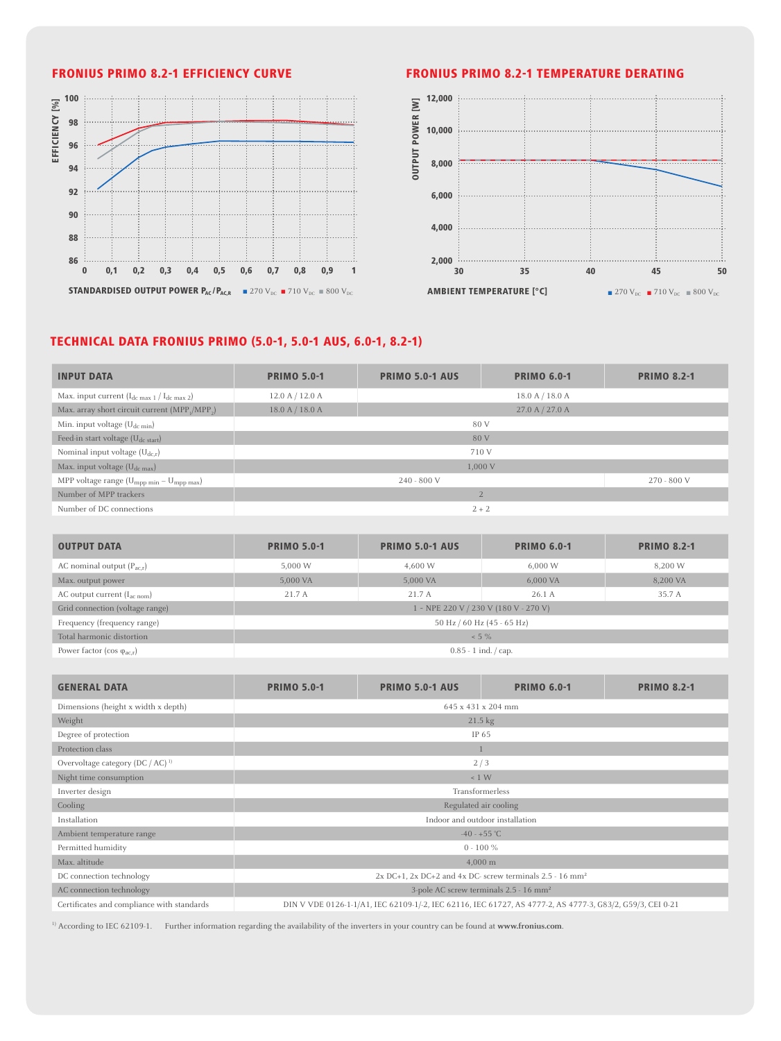## FRONIUS PRIMO 8.2-1 EFFICIENCY CURVE

EFFICIENCY [%]

STANDARDISED OUTPUT POWER $P_{AC}/P_{AC,R}$ ■ 270 $V_{DC}$ ■ 710 $V_{DC}$ ■ 800 $V_{DC}$

## FRONIUS PRIMO 8.2-1 TEMPERATURE DERATING

OUTPUT POWER [W]

AMBIENT TEMPERATURE [°C] ■ 270 $V_{DC}$ ■ 710 $V_{DC}$ ■ 800 $V_{DC}$

## TECHNICAL DATA FRONIUS PRIMO (5.0-1, 5.0-1 AUS, 6.0-1, 8.2-1)

| INPUT DATA | PRIMO 5.0-1 | PRIMO 5.0-1 AUS | PRIMO 6.0-1 | PRIMO 8.2-1 |
|---|---|---|---|---|
| Max. input current ($I_{dc\ max\ 1}$ / $I_{dc\ max\ 2}$) | 12.0 A / 12.0 A | 18.0 A / 18.0 A | | |
| Max. array short circuit current ($MPP_1$/$MPP_2$) | 18.0 A / 18.0 A | 27.0 A / 27.0 A | | |
| Min. input voltage ($U_{dc\ min}$) | 80 V | | | |
| Feed-in start voltage ($U_{dc\ start}$) | 80 V | | | |
| Nominal input voltage ($U_{dc,r}$) | 710 V | | | |
| Max. input voltage ($U_{dc\ max}$) | 1,000 V | | | |
| MPP voltage range ($U_{mpp\ min}$ – $U_{mpp\ max}$) | 240 - 800 V | | | 270 - 800 V |
| Number of MPP trackers | 2 | | | |
| Number of DC connections | 2 + 2 | | | |

| OUTPUT DATA | PRIMO 5.0-1 | PRIMO 5.0-1 AUS | PRIMO 6.0-1 | PRIMO 8.2-1 |
|---|---|---|---|---|
| AC nominal output ($P_{ac,r}$) | 5,000 W | 4,600 W | 6,000 W | 8,200 W |
| Max. output power | 5,000 VA | 5,000 VA | 6,000 VA | 8,200 VA |
| AC output current ($I_{ac\ nom}$) | 21.7 A | 21.7 A | 26.1 A | 35.7 A |
| Grid connection (voltage range) | 1 - NPE 220 V / 230 V (180 V - 270 V) | | | |
| Frequency (frequency range) | 50 Hz / 60 Hz (45 - 65 Hz) | | | |
| Total harmonic distortion | < 5 % | | | |
| Power factor (cos $\varphi_{ac,r}$) | 0.85 - 1 ind. / cap. | | | |

| GENERAL DATA | PRIMO 5.0-1 | PRIMO 5.0-1 AUS | PRIMO 6.0-1 | PRIMO 8.2-1 |
|---|---|---|---|---|
| Dimensions (height x width x depth) | 645 x 431 x 204 mm | | | |
| Weight | 21.5 kg | | | |
| Degree of protection | IP 65 | | | |
| Protection class | 1 | | | |
| Overvoltage category (DC / AC) [1] | 2 / 3 | | | |
| Night time consumption | < 1 W | | | |
| Inverter design | Transformerless | | | |
| Cooling | Regulated air cooling | | | |
| Installation | Indoor and outdoor installation | | | |
| Ambient temperature range | -40 - +55 °C | | | |
| Permitted humidity | 0 - 100 % | | | |
| Max. altitude | 4,000 m | | | |
| DC connection technology | 2x DC+1, 2x DC+2 and 4x DC- screw terminals 2.5 - 16 mm² | | | |
| AC connection technology | 3-pole AC screw terminals 2.5 - 16 mm² | | | |
| Certificates and compliance with standards | DIN V VDE 0126-1-1/A1, IEC 62109-1/-2, IEC 62116, IEC 61727, AS 4777-2, AS 4777-3, G83/2, G59/3, CEI 0-21 | | | |

[1] According to IEC 62109-1. Further information regarding the availability of the inverters in your country can be found at **www.fronius.com**.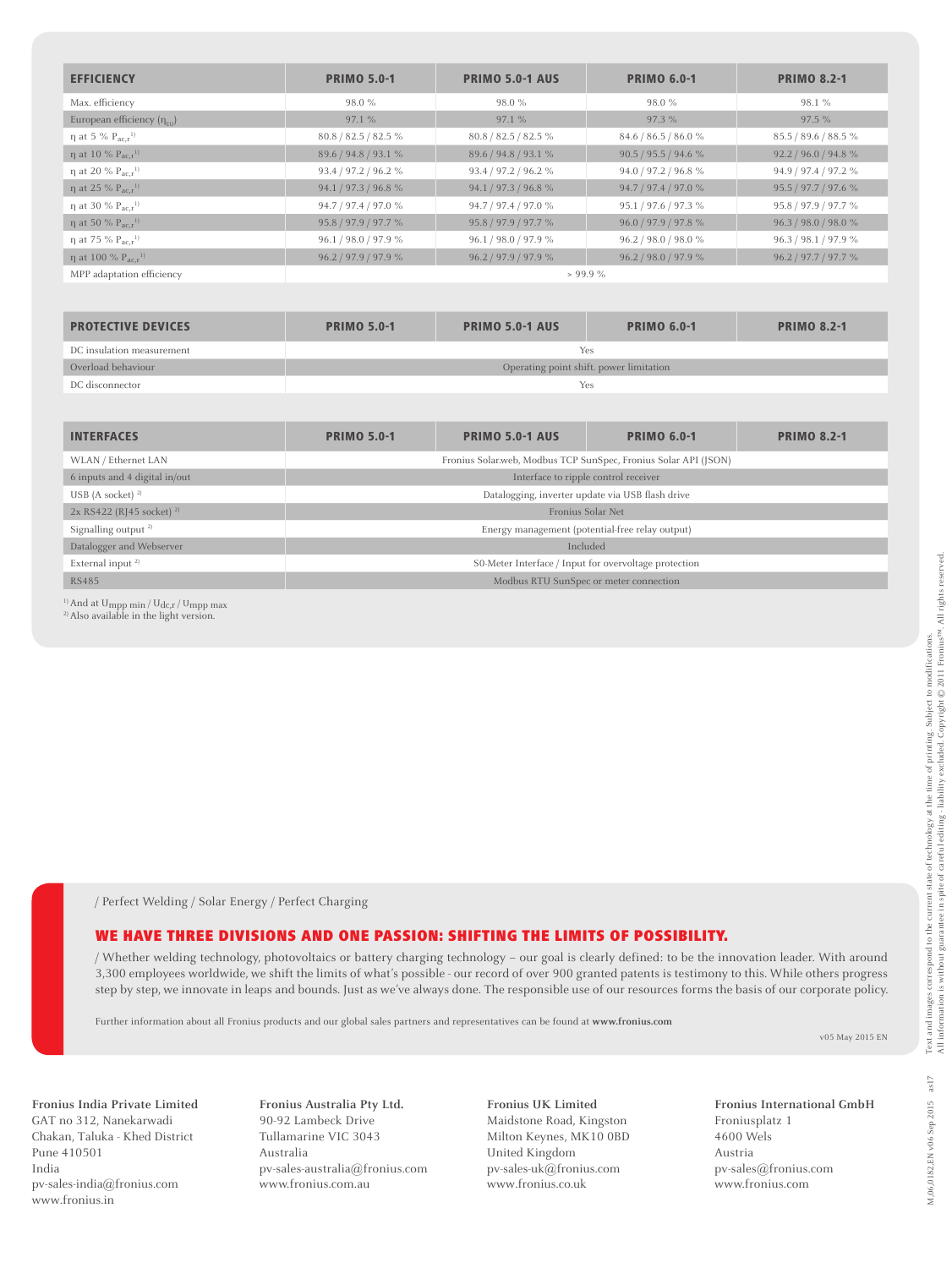| EFFICIENCY | PRIMO 5.0-1 | PRIMO 5.0-1 AUS | PRIMO 6.0-1 | PRIMO 8.2-1 |
|---|---|---|---|---|
| Max. efficiency | 98.0 % | 98.0 % | 98.0 % | 98.1 % |
| European efficiency ($\eta_{EU}$) | 97.1 % | 97.1 % | 97.3 % | 97.5 % |
| η at 5 % $P_{ac,r}$[1] | 80.8 / 82.5 / 82.5 % | 80.8 / 82.5 / 82.5 % | 84.6 / 86.5 / 86.0 % | 85.5 / 89.6 / 88.5 % |
| η at 10 % $P_{ac,r}$[1] | 89.6 / 94.8 / 93.1 % | 89.6 / 94.8 / 93.1 % | 90.5 / 95.5 / 94.6 % | 92.2 / 96.0 / 94.8 % |
| η at 20 % $P_{ac,r}$[1] | 93.4 / 97.2 / 96.2 % | 93.4 / 97.2 / 96.2 % | 94.0 / 97.2 / 96.8 % | 94.9 / 97.4 / 97.2 % |
| η at 25 % $P_{ac,r}$[1] | 94.1 / 97.3 / 96.8 % | 94.1 / 97.3 / 96.8 % | 94.7 / 97.4 / 97.0 % | 95.5 / 97.7 / 97.6 % |
| η at 30 % $P_{ac,r}$[1] | 94.7 / 97.4 / 97.0 % | 94.7 / 97.4 / 97.0 % | 95.1 / 97.6 / 97.3 % | 95.8 / 97.9 / 97.7 % |
| η at 50 % $P_{ac,r}$[1] | 95.8 / 97.9 / 97.7 % | 95.8 / 97.9 / 97.7 % | 96.0 / 97.9 / 97.8 % | 96.3 / 98.0 / 98.0 % |
| η at 75 % $P_{ac,r}$[1] | 96.1 / 98.0 / 97.9 % | 96.1 / 98.0 / 97.9 % | 96.2 / 98.0 / 98.0 % | 96.3 / 98.1 / 97.9 % |
| η at 100 % $P_{ac,r}$[1] | 96.2 / 97.9 / 97.9 % | 96.2 / 97.9 / 97.9 % | 96.2 / 98.0 / 97.9 % | 96.2 / 97.7 / 97.7 % |
| MPP adaptation efficiency | > 99.9 % | | | |

| PROTECTIVE DEVICES | PRIMO 5.0-1 | PRIMO 5.0-1 AUS | PRIMO 6.0-1 | PRIMO 8.2-1 |
|---|---|---|---|---|
| DC insulation measurement | Yes | | | |
| Overload behaviour | Operating point shift, power limitation | | | |
| DC disconnector | Yes | | | |

| INTERFACES | PRIMO 5.0-1 | PRIMO 5.0-1 AUS | PRIMO 6.0-1 | PRIMO 8.2-1 |
|---|---|---|---|---|
| WLAN / Ethernet LAN | Fronius Solar.web, Modbus TCP SunSpec, Fronius Solar API (JSON) | | | |
| 6 inputs and 4 digital in/out | Interface to ripple control receiver | | | |
| USB (A socket) [2] | Datalogging, inverter update via USB flash drive | | | |
| 2x RS422 (RJ45 socket) [2] | Fronius Solar Net | | | |
| Signalling output [2] | Energy management (potential-free relay output) | | | |
| Datalogger and Webserver | Included | | | |
| External input [2] | S0-Meter Interface / Input for overvoltage protection | | | |
| RS485 | Modbus RTU SunSpec or meter connection | | | |

[1] And at $U_{mpp\ min}$ / $U_{dc,r}$ / $U_{mpp\ max}$
[2] Also available in the light version.

/ Perfect Welding / Solar Energy / Perfect Charging

## WE HAVE THREE DIVISIONS AND ONE PASSION: SHIFTING THE LIMITS OF POSSIBILITY.

/ Whether welding technology, photovoltaics or battery charging technology – our goal is clearly defined: to be the innovation leader. With around 3,300 employees worldwide, we shift the limits of what's possible - our record of over 900 granted patents is testimony to this. While others progress step by step, we innovate in leaps and bounds. Just as we've always done. The responsible use of our resources forms the basis of our corporate policy.

Further information about all Fronius products and our global sales partners and representatives can be found at **www.fronius.com**

v05 May 2015 EN

**Fronius India Private Limited**
GAT no 312, Nanekarwadi
Chakan, Taluka - Khed District
Pune 410501
India
pv-sales-india@fronius.com
www.fronius.in

**Fronius Australia Pty Ltd.**
90-92 Lambeck Drive
Tullamarine VIC 3043
Australia
pv-sales-australia@fronius.com
www.fronius.com.au

**Fronius UK Limited**
Maidstone Road, Kingston
Milton Keynes, MK10 0BD
United Kingdom
pv-sales-uk@fronius.com
www.fronius.co.uk

**Fronius International GmbH**
Froniusplatz 1
4600 Wels
Austria
pv-sales@fronius.com
www.fronius.com

Text and images correspond to the current state of technology at the time of printing. Subject to modifications.
All information is without guarantee in spite of careful editing - liability excluded. Copyright © 2011 Fronius™. All rights reserved.

M,06,0182,EN v06 Sep 2015 as17